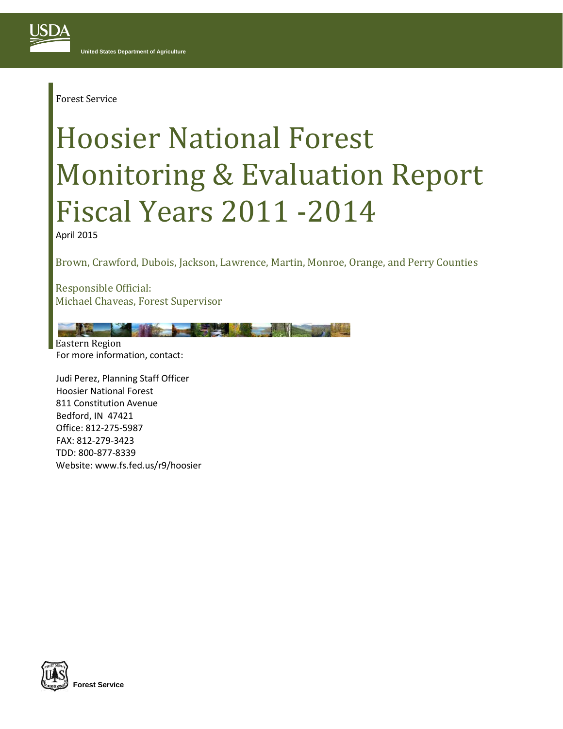USDA

United States Department of Agriculture

Forest Service

# Hoosier National Forest Monitoring & Evaluation Report Fiscal Years 2011 -2014

April 2015

Brown, Crawford, Dubois, Jackson, Lawrence, Martin, Monroe, Orange, and Perry Counties

Responsible Official:
Michael Chaveas, Forest Supervisor

Eastern Region

For more information, contact:

Judi Perez, Planning Staff Officer
Hoosier National Forest
811 Constitution Avenue
Bedford, IN 47421
Office: 812-275-5987
FAX: 812-279-3423
TDD: 800-877-8339
Website: www.fs.fed.us/r9/hoosier

**Forest Service**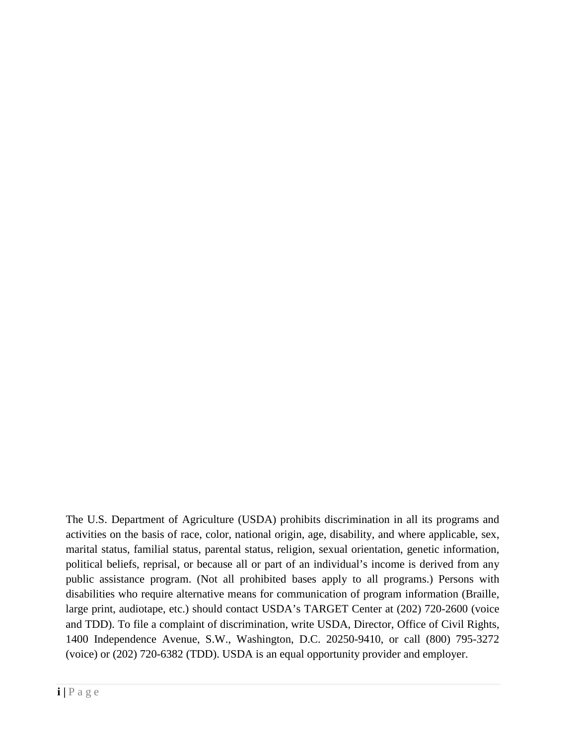The U.S. Department of Agriculture (USDA) prohibits discrimination in all its programs and activities on the basis of race, color, national origin, age, disability, and where applicable, sex, marital status, familial status, parental status, religion, sexual orientation, genetic information, political beliefs, reprisal, or because all or part of an individual's income is derived from any public assistance program. (Not all prohibited bases apply to all programs.) Persons with disabilities who require alternative means for communication of program information (Braille, large print, audiotape, etc.) should contact USDA's TARGET Center at (202) 720-2600 (voice and TDD). To file a complaint of discrimination, write USDA, Director, Office of Civil Rights, 1400 Independence Avenue, S.W., Washington, D.C. 20250-9410, or call (800) 795-3272 (voice) or (202) 720-6382 (TDD). USDA is an equal opportunity provider and employer.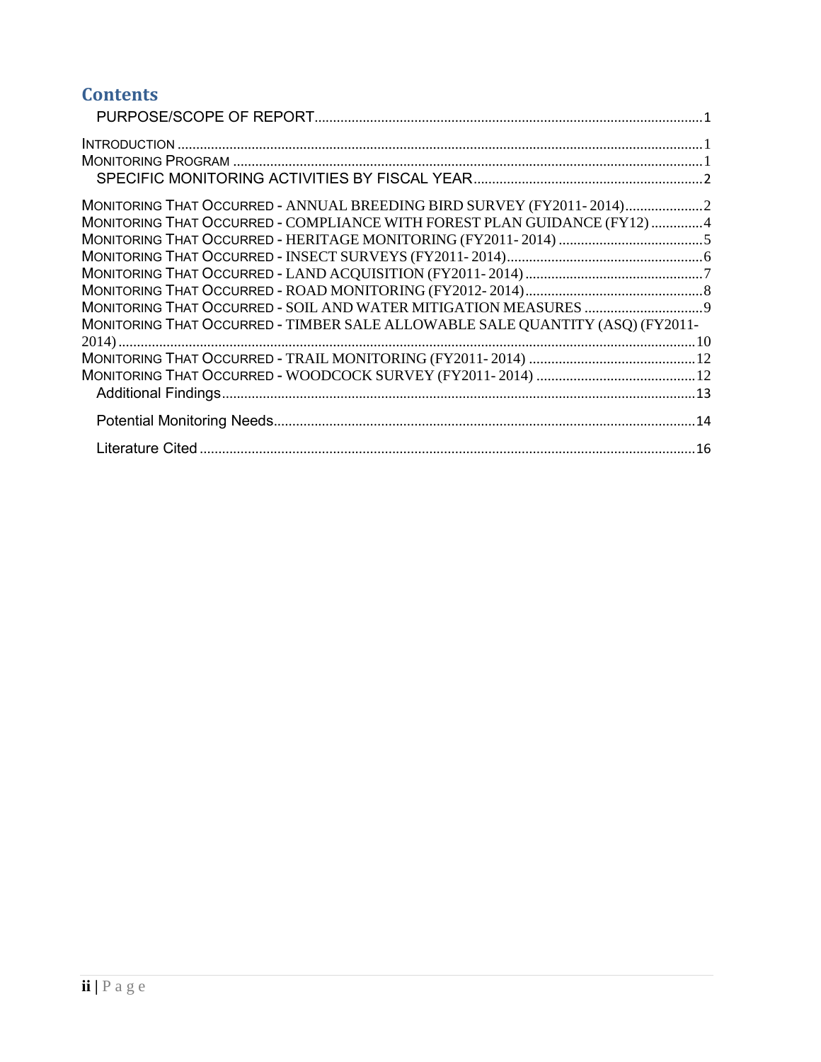# Contents

- PURPOSE/SCOPE OF REPORT ........ 1
- INTRODUCTION ........ 1
- MONITORING PROGRAM ........ 1
  - SPECIFIC MONITORING ACTIVITIES BY FISCAL YEAR ........ 2
- MONITORING THAT OCCURRED - ANNUAL BREEDING BIRD SURVEY (FY2011- 2014) ........ 2
- MONITORING THAT OCCURRED - COMPLIANCE WITH FOREST PLAN GUIDANCE (FY12) ........ 4
- MONITORING THAT OCCURRED - HERITAGE MONITORING (FY2011- 2014) ........ 5
- MONITORING THAT OCCURRED - INSECT SURVEYS (FY2011- 2014) ........ 6
- MONITORING THAT OCCURRED - LAND ACQUISITION (FY2011- 2014) ........ 7
- MONITORING THAT OCCURRED - ROAD MONITORING (FY2012- 2014) ........ 8
- MONITORING THAT OCCURRED - SOIL AND WATER MITIGATION MEASURES ........ 9
- MONITORING THAT OCCURRED - TIMBER SALE ALLOWABLE SALE QUANTITY (ASQ) (FY2011- 2014) ........ 10
- MONITORING THAT OCCURRED - TRAIL MONITORING (FY2011- 2014) ........ 12
- MONITORING THAT OCCURRED - WOODCOCK SURVEY (FY2011- 2014) ........ 12
  - Additional Findings ........ 13
  - Potential Monitoring Needs ........ 14
  - Literature Cited ........ 16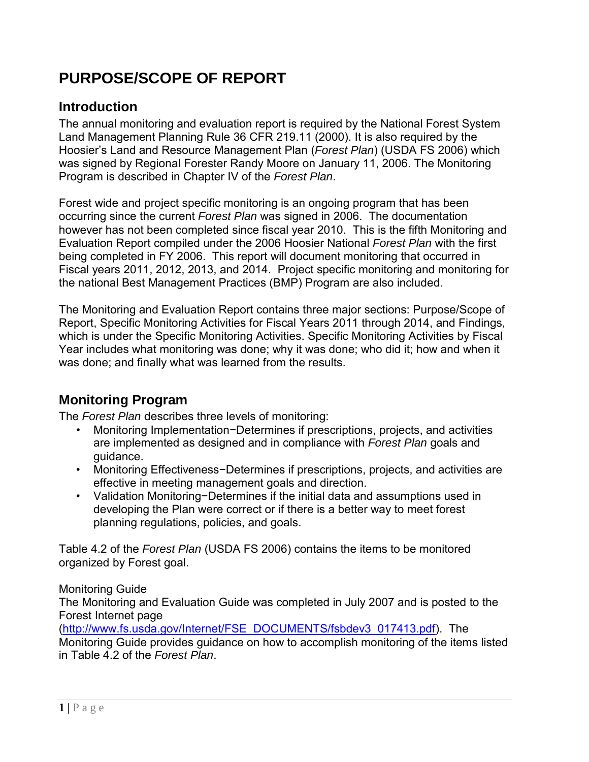# PURPOSE/SCOPE OF REPORT

## Introduction

The annual monitoring and evaluation report is required by the National Forest System Land Management Planning Rule 36 CFR 219.11 (2000). It is also required by the Hoosier's Land and Resource Management Plan (*Forest Plan*) (USDA FS 2006) which was signed by Regional Forester Randy Moore on January 11, 2006. The Monitoring Program is described in Chapter IV of the *Forest Plan*.

Forest wide and project specific monitoring is an ongoing program that has been occurring since the current *Forest Plan* was signed in 2006. The documentation however has not been completed since fiscal year 2010. This is the fifth Monitoring and Evaluation Report compiled under the 2006 Hoosier National *Forest Plan* with the first being completed in FY 2006. This report will document monitoring that occurred in Fiscal years 2011, 2012, 2013, and 2014. Project specific monitoring and monitoring for the national Best Management Practices (BMP) Program are also included.

The Monitoring and Evaluation Report contains three major sections: Purpose/Scope of Report, Specific Monitoring Activities for Fiscal Years 2011 through 2014, and Findings, which is under the Specific Monitoring Activities. Specific Monitoring Activities by Fiscal Year includes what monitoring was done; why it was done; who did it; how and when it was done; and finally what was learned from the results.

## Monitoring Program

The *Forest Plan* describes three levels of monitoring:

- Monitoring Implementation−Determines if prescriptions, projects, and activities are implemented as designed and in compliance with *Forest Plan* goals and guidance.
- Monitoring Effectiveness−Determines if prescriptions, projects, and activities are effective in meeting management goals and direction.
- Validation Monitoring−Determines if the initial data and assumptions used in developing the Plan were correct or if there is a better way to meet forest planning regulations, policies, and goals.

Table 4.2 of the *Forest Plan* (USDA FS 2006) contains the items to be monitored organized by Forest goal.

Monitoring Guide

The Monitoring and Evaluation Guide was completed in July 2007 and is posted to the Forest Internet page (http://www.fs.usda.gov/Internet/FSE_DOCUMENTS/fsbdev3_017413.pdf). The Monitoring Guide provides guidance on how to accomplish monitoring of the items listed in Table 4.2 of the *Forest Plan*.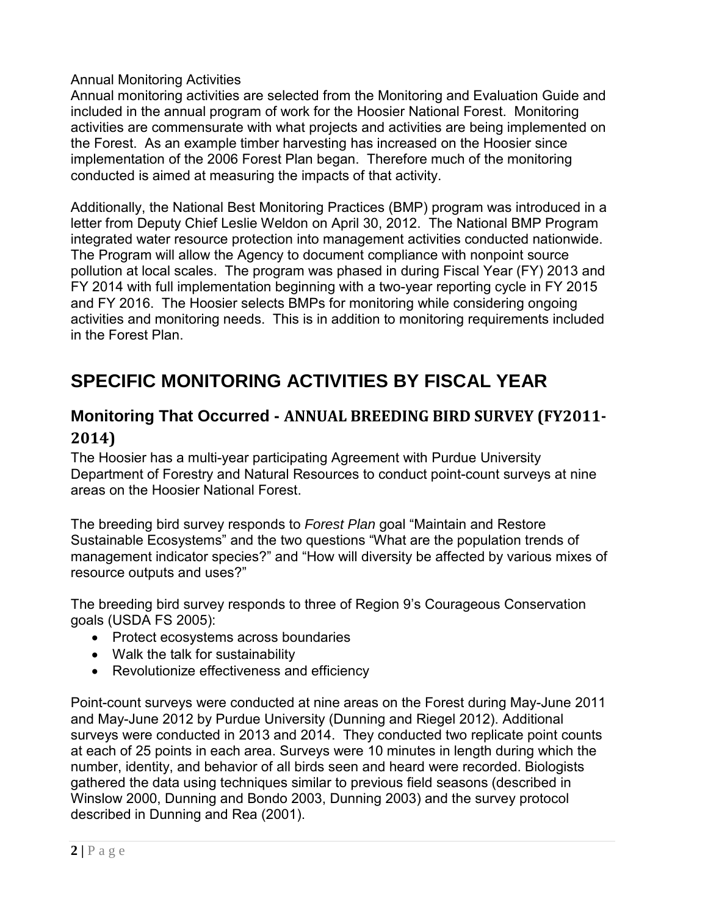Annual Monitoring Activities

Annual monitoring activities are selected from the Monitoring and Evaluation Guide and included in the annual program of work for the Hoosier National Forest. Monitoring activities are commensurate with what projects and activities are being implemented on the Forest. As an example timber harvesting has increased on the Hoosier since implementation of the 2006 Forest Plan began. Therefore much of the monitoring conducted is aimed at measuring the impacts of that activity.

Additionally, the National Best Monitoring Practices (BMP) program was introduced in a letter from Deputy Chief Leslie Weldon on April 30, 2012. The National BMP Program integrated water resource protection into management activities conducted nationwide. The Program will allow the Agency to document compliance with nonpoint source pollution at local scales. The program was phased in during Fiscal Year (FY) 2013 and FY 2014 with full implementation beginning with a two-year reporting cycle in FY 2015 and FY 2016. The Hoosier selects BMPs for monitoring while considering ongoing activities and monitoring needs. This is in addition to monitoring requirements included in the Forest Plan.

# SPECIFIC MONITORING ACTIVITIES BY FISCAL YEAR

## Monitoring That Occurred - ANNUAL BREEDING BIRD SURVEY (FY2011-2014)

The Hoosier has a multi-year participating Agreement with Purdue University Department of Forestry and Natural Resources to conduct point-count surveys at nine areas on the Hoosier National Forest.

The breeding bird survey responds to *Forest Plan* goal "Maintain and Restore Sustainable Ecosystems" and the two questions "What are the population trends of management indicator species?" and "How will diversity be affected by various mixes of resource outputs and uses?"

The breeding bird survey responds to three of Region 9's Courageous Conservation goals (USDA FS 2005):

- Protect ecosystems across boundaries
- Walk the talk for sustainability
- Revolutionize effectiveness and efficiency

Point-count surveys were conducted at nine areas on the Forest during May-June 2011 and May-June 2012 by Purdue University (Dunning and Riegel 2012). Additional surveys were conducted in 2013 and 2014. They conducted two replicate point counts at each of 25 points in each area. Surveys were 10 minutes in length during which the number, identity, and behavior of all birds seen and heard were recorded. Biologists gathered the data using techniques similar to previous field seasons (described in Winslow 2000, Dunning and Bondo 2003, Dunning 2003) and the survey protocol described in Dunning and Rea (2001).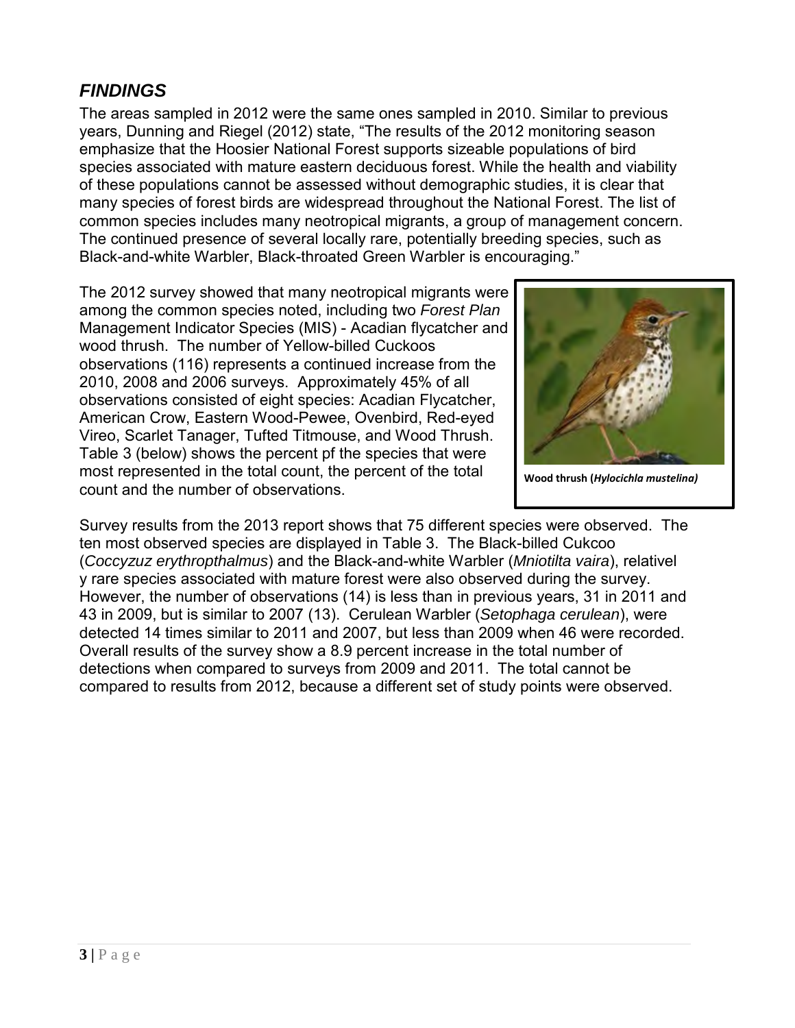## *FINDINGS*

The areas sampled in 2012 were the same ones sampled in 2010. Similar to previous years, Dunning and Riegel (2012) state, "The results of the 2012 monitoring season emphasize that the Hoosier National Forest supports sizeable populations of bird species associated with mature eastern deciduous forest. While the health and viability of these populations cannot be assessed without demographic studies, it is clear that many species of forest birds are widespread throughout the National Forest. The list of common species includes many neotropical migrants, a group of management concern. The continued presence of several locally rare, potentially breeding species, such as Black-and-white Warbler, Black-throated Green Warbler is encouraging."

The 2012 survey showed that many neotropical migrants were among the common species noted, including two *Forest Plan* Management Indicator Species (MIS) - Acadian flycatcher and wood thrush. The number of Yellow-billed Cuckoos observations (116) represents a continued increase from the 2010, 2008 and 2006 surveys. Approximately 45% of all observations consisted of eight species: Acadian Flycatcher, American Crow, Eastern Wood-Pewee, Ovenbird, Red-eyed Vireo, Scarlet Tanager, Tufted Titmouse, and Wood Thrush. Table 3 (below) shows the percent pf the species that were most represented in the total count, the percent of the total count and the number of observations.

**Wood thrush (*Hylocichla mustelina*)**

Survey results from the 2013 report shows that 75 different species were observed. The ten most observed species are displayed in Table 3. The Black-billed Cukcoo (*Coccyzuz erythropthalmus*) and the Black-and-white Warbler (*Mniotilta vaira*), relativel y rare species associated with mature forest were also observed during the survey. However, the number of observations (14) is less than in previous years, 31 in 2011 and 43 in 2009, but is similar to 2007 (13). Cerulean Warbler (*Setophaga cerulean*), were detected 14 times similar to 2011 and 2007, but less than 2009 when 46 were recorded. Overall results of the survey show a 8.9 percent increase in the total number of detections when compared to surveys from 2009 and 2011. The total cannot be compared to results from 2012, because a different set of study points were observed.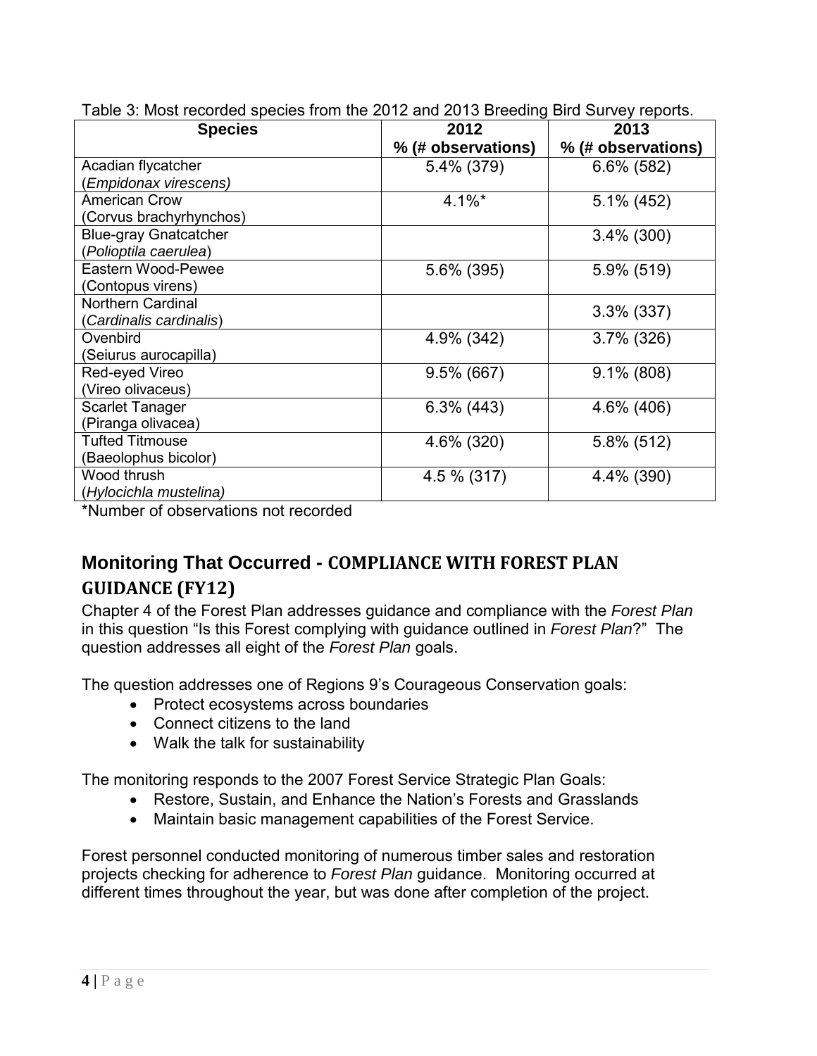Table 3: Most recorded species from the 2012 and 2013 Breeding Bird Survey reports.

| Species | 2012<br>% (# observations) | 2013<br>% (# observations) |
|---|---|---|
| Acadian flycatcher (*Empidonax virescens)* | 5.4% (379) | 6.6% (582) |
| American Crow (Corvus brachyrhynchos) | 4.1%* | 5.1% (452) |
| Blue-gray Gnatcatcher (*Polioptila caerulea*) | | 3.4% (300) |
| Eastern Wood-Pewee (Contopus virens) | 5.6% (395) | 5.9% (519) |
| Northern Cardinal (*Cardinalis cardinalis*) | | 3.3% (337) |
| Ovenbird (Seiurus aurocapilla) | 4.9% (342) | 3.7% (326) |
| Red-eyed Vireo (Vireo olivaceus) | 9.5% (667) | 9.1% (808) |
| Scarlet Tanager (Piranga olivacea) | 6.3% (443) | 4.6% (406) |
| Tufted Titmouse (Baeolophus bicolor) | 4.6% (320) | 5.8% (512) |
| Wood thrush (*Hylocichla mustelina)* | 4.5 % (317) | 4.4% (390) |

*Number of observations not recorded

## Monitoring That Occurred - COMPLIANCE WITH FOREST PLAN GUIDANCE (FY12)

Chapter 4 of the Forest Plan addresses guidance and compliance with the *Forest Plan* in this question "Is this Forest complying with guidance outlined in *Forest Plan*?" The question addresses all eight of the *Forest Plan* goals.

The question addresses one of Regions 9's Courageous Conservation goals:

- Protect ecosystems across boundaries
- Connect citizens to the land
- Walk the talk for sustainability

The monitoring responds to the 2007 Forest Service Strategic Plan Goals:

- Restore, Sustain, and Enhance the Nation's Forests and Grasslands
- Maintain basic management capabilities of the Forest Service.

Forest personnel conducted monitoring of numerous timber sales and restoration projects checking for adherence to *Forest Plan* guidance. Monitoring occurred at different times throughout the year, but was done after completion of the project.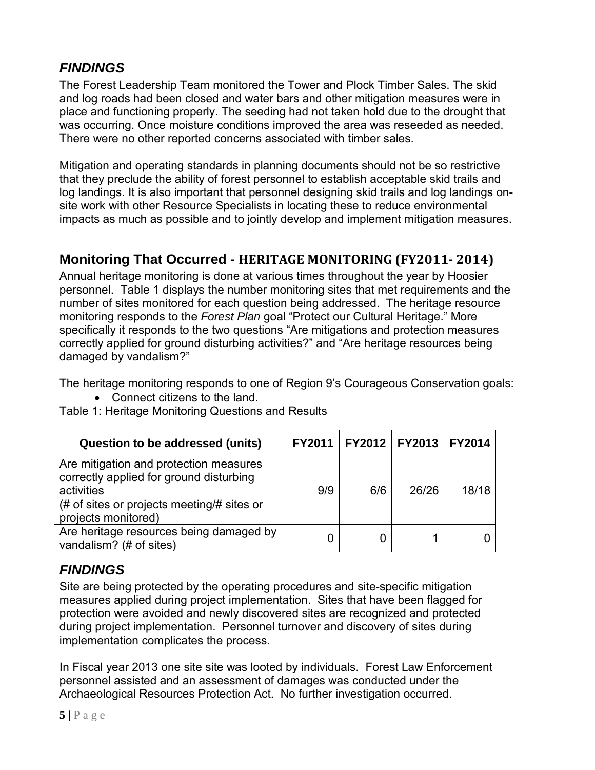## *FINDINGS*

The Forest Leadership Team monitored the Tower and Plock Timber Sales. The skid and log roads had been closed and water bars and other mitigation measures were in place and functioning properly. The seeding had not taken hold due to the drought that was occurring. Once moisture conditions improved the area was reseeded as needed. There were no other reported concerns associated with timber sales.

Mitigation and operating standards in planning documents should not be so restrictive that they preclude the ability of forest personnel to establish acceptable skid trails and log landings. It is also important that personnel designing skid trails and log landings on-site work with other Resource Specialists in locating these to reduce environmental impacts as much as possible and to jointly develop and implement mitigation measures.

## Monitoring That Occurred - HERITAGE MONITORING (FY2011- 2014)

Annual heritage monitoring is done at various times throughout the year by Hoosier personnel. Table 1 displays the number monitoring sites that met requirements and the number of sites monitored for each question being addressed. The heritage resource monitoring responds to the *Forest Plan* goal "Protect our Cultural Heritage." More specifically it responds to the two questions "Are mitigations and protection measures correctly applied for ground disturbing activities?" and "Are heritage resources being damaged by vandalism?"

The heritage monitoring responds to one of Region 9's Courageous Conservation goals:

- Connect citizens to the land.

Table 1: Heritage Monitoring Questions and Results

| Question to be addressed (units) | FY2011 | FY2012 | FY2013 | FY2014 |
|---|---|---|---|---|
| Are mitigation and protection measures correctly applied for ground disturbing activities (# of sites or projects meeting/# sites or projects monitored) | 9/9 | 6/6 | 26/26 | 18/18 |
| Are heritage resources being damaged by vandalism? (# of sites) | 0 | 0 | 1 | 0 |

## *FINDINGS*

Site are being protected by the operating procedures and site-specific mitigation measures applied during project implementation. Sites that have been flagged for protection were avoided and newly discovered sites are recognized and protected during project implementation. Personnel turnover and discovery of sites during implementation complicates the process.

In Fiscal year 2013 one site site was looted by individuals. Forest Law Enforcement personnel assisted and an assessment of damages was conducted under the Archaeological Resources Protection Act. No further investigation occurred.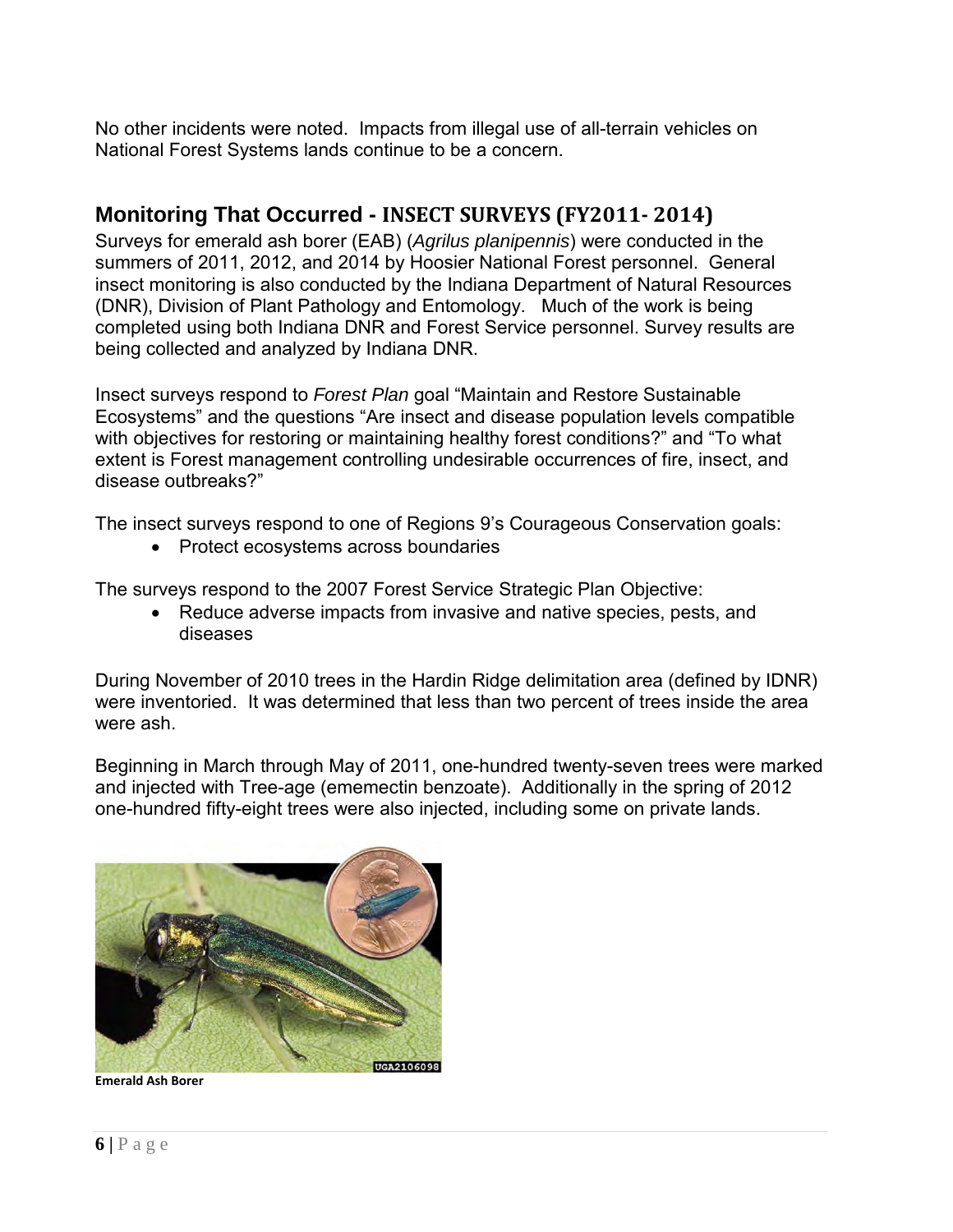No other incidents were noted. Impacts from illegal use of all-terrain vehicles on National Forest Systems lands continue to be a concern.

## Monitoring That Occurred - INSECT SURVEYS (FY2011- 2014)

Surveys for emerald ash borer (EAB) (*Agrilus planipennis*) were conducted in the summers of 2011, 2012, and 2014 by Hoosier National Forest personnel. General insect monitoring is also conducted by the Indiana Department of Natural Resources (DNR), Division of Plant Pathology and Entomology. Much of the work is being completed using both Indiana DNR and Forest Service personnel. Survey results are being collected and analyzed by Indiana DNR.

Insect surveys respond to *Forest Plan* goal "Maintain and Restore Sustainable Ecosystems" and the questions "Are insect and disease population levels compatible with objectives for restoring or maintaining healthy forest conditions?" and "To what extent is Forest management controlling undesirable occurrences of fire, insect, and disease outbreaks?"

The insect surveys respond to one of Regions 9's Courageous Conservation goals:

- Protect ecosystems across boundaries

The surveys respond to the 2007 Forest Service Strategic Plan Objective:

- Reduce adverse impacts from invasive and native species, pests, and diseases

During November of 2010 trees in the Hardin Ridge delimitation area (defined by IDNR) were inventoried. It was determined that less than two percent of trees inside the area were ash.

Beginning in March through May of 2011, one-hundred twenty-seven trees were marked and injected with Tree-age (ememectin benzoate). Additionally in the spring of 2012 one-hundred fifty-eight trees were also injected, including some on private lands.

**Emerald Ash Borer**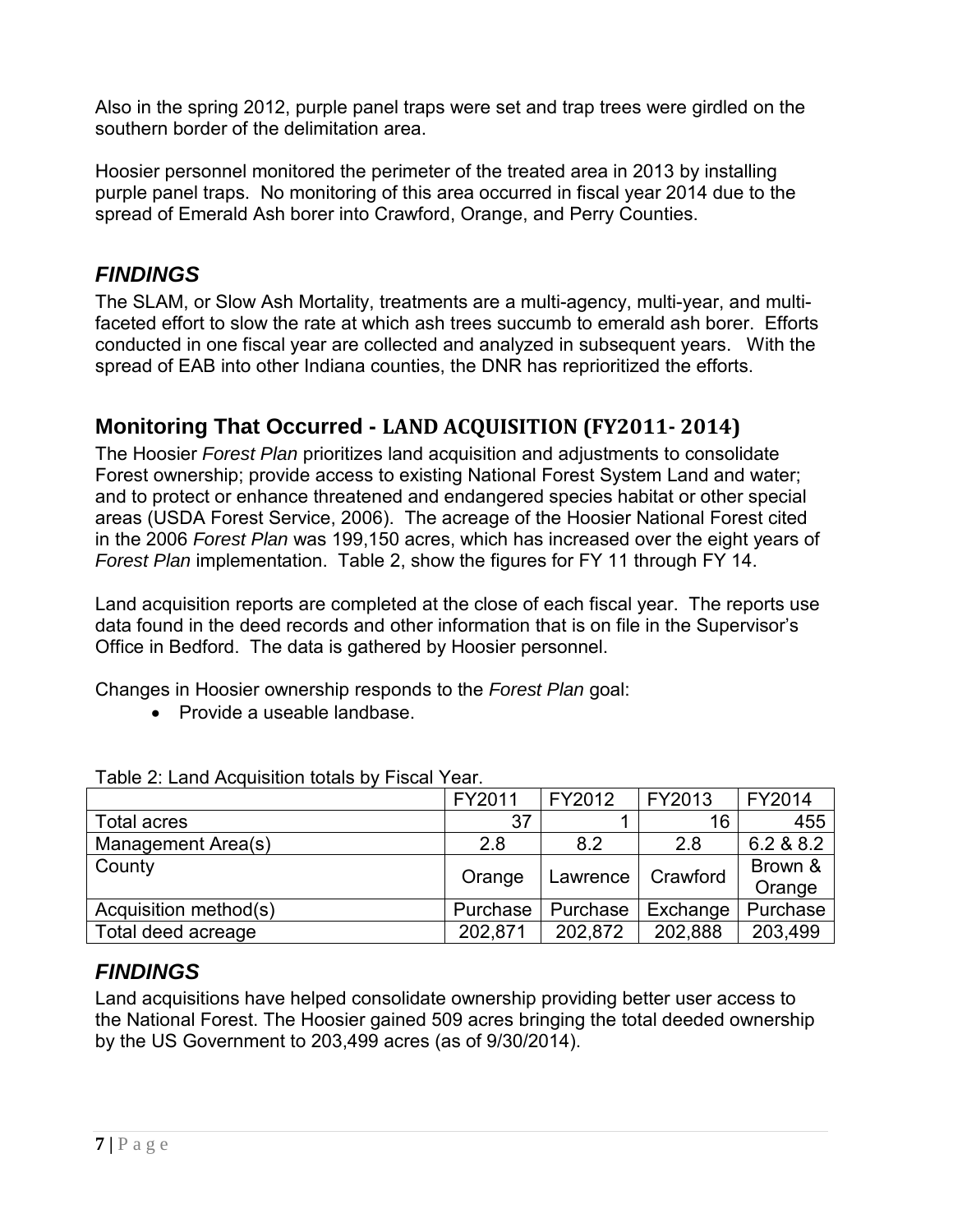Also in the spring 2012, purple panel traps were set and trap trees were girdled on the southern border of the delimitation area.

Hoosier personnel monitored the perimeter of the treated area in 2013 by installing purple panel traps. No monitoring of this area occurred in fiscal year 2014 due to the spread of Emerald Ash borer into Crawford, Orange, and Perry Counties.

## *FINDINGS*

The SLAM, or Slow Ash Mortality, treatments are a multi-agency, multi-year, and multi-faceted effort to slow the rate at which ash trees succumb to emerald ash borer. Efforts conducted in one fiscal year are collected and analyzed in subsequent years. With the spread of EAB into other Indiana counties, the DNR has reprioritized the efforts.

## Monitoring That Occurred - LAND ACQUISITION (FY2011- 2014)

The Hoosier *Forest Plan* prioritizes land acquisition and adjustments to consolidate Forest ownership; provide access to existing National Forest System Land and water; and to protect or enhance threatened and endangered species habitat or other special areas (USDA Forest Service, 2006). The acreage of the Hoosier National Forest cited in the 2006 *Forest Plan* was 199,150 acres, which has increased over the eight years of *Forest Plan* implementation. Table 2, show the figures for FY 11 through FY 14.

Land acquisition reports are completed at the close of each fiscal year. The reports use data found in the deed records and other information that is on file in the Supervisor's Office in Bedford. The data is gathered by Hoosier personnel.

Changes in Hoosier ownership responds to the *Forest Plan* goal:

- Provide a useable landbase.

Table 2: Land Acquisition totals by Fiscal Year.

| | FY2011 | FY2012 | FY2013 | FY2014 |
|---|---|---|---|---|
| Total acres | 37 | 1 | 16 | 455 |
| Management Area(s) | 2.8 | 8.2 | 2.8 | 6.2 & 8.2 |
| County | Orange | Lawrence | Crawford | Brown & Orange |
| Acquisition method(s) | Purchase | Purchase | Exchange | Purchase |
| Total deed acreage | 202,871 | 202,872 | 202,888 | 203,499 |

## *FINDINGS*

Land acquisitions have helped consolidate ownership providing better user access to the National Forest. The Hoosier gained 509 acres bringing the total deeded ownership by the US Government to 203,499 acres (as of 9/30/2014).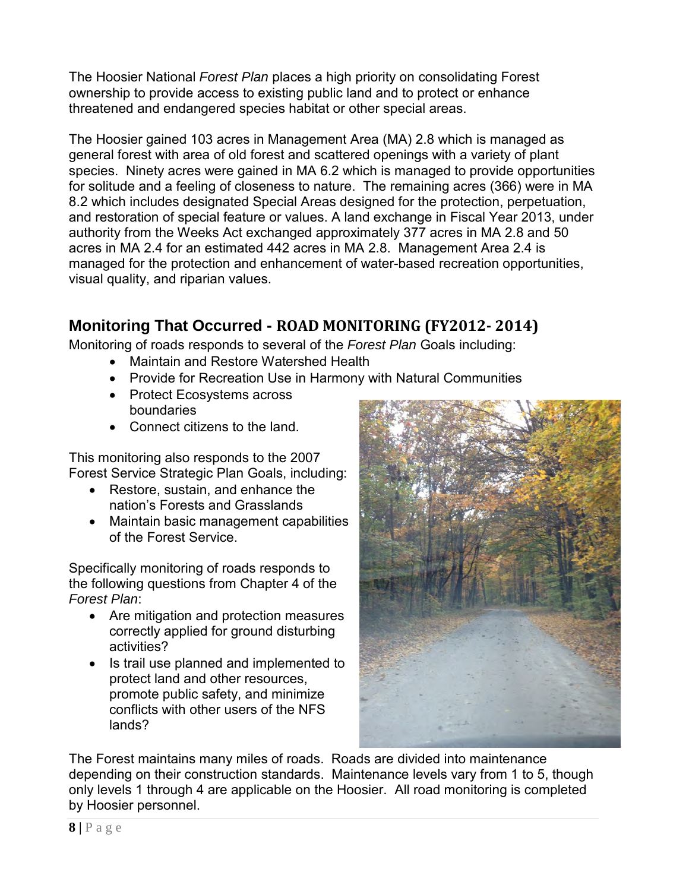The Hoosier National *Forest Plan* places a high priority on consolidating Forest ownership to provide access to existing public land and to protect or enhance threatened and endangered species habitat or other special areas.

The Hoosier gained 103 acres in Management Area (MA) 2.8 which is managed as general forest with area of old forest and scattered openings with a variety of plant species. Ninety acres were gained in MA 6.2 which is managed to provide opportunities for solitude and a feeling of closeness to nature. The remaining acres (366) were in MA 8.2 which includes designated Special Areas designed for the protection, perpetuation, and restoration of special feature or values. A land exchange in Fiscal Year 2013, under authority from the Weeks Act exchanged approximately 377 acres in MA 2.8 and 50 acres in MA 2.4 for an estimated 442 acres in MA 2.8. Management Area 2.4 is managed for the protection and enhancement of water-based recreation opportunities, visual quality, and riparian values.

## Monitoring That Occurred - ROAD MONITORING (FY2012- 2014)

Monitoring of roads responds to several of the *Forest Plan* Goals including:

- Maintain and Restore Watershed Health
- Provide for Recreation Use in Harmony with Natural Communities
- Protect Ecosystems across boundaries
- Connect citizens to the land.

This monitoring also responds to the 2007 Forest Service Strategic Plan Goals, including:

- Restore, sustain, and enhance the nation's Forests and Grasslands
- Maintain basic management capabilities of the Forest Service.

Specifically monitoring of roads responds to the following questions from Chapter 4 of the *Forest Plan*:

- Are mitigation and protection measures correctly applied for ground disturbing activities?
- Is trail use planned and implemented to protect land and other resources, promote public safety, and minimize conflicts with other users of the NFS lands?

The Forest maintains many miles of roads. Roads are divided into maintenance depending on their construction standards. Maintenance levels vary from 1 to 5, though only levels 1 through 4 are applicable on the Hoosier. All road monitoring is completed by Hoosier personnel.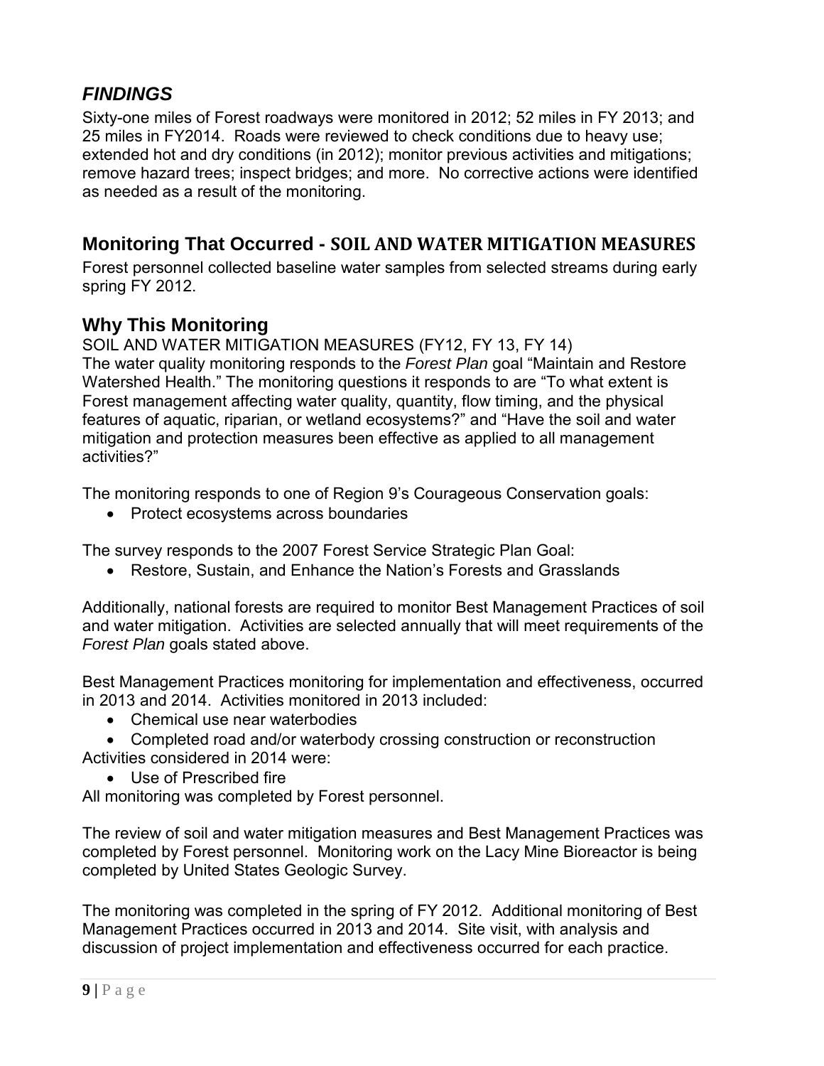## *FINDINGS*

Sixty-one miles of Forest roadways were monitored in 2012; 52 miles in FY 2013; and 25 miles in FY2014. Roads were reviewed to check conditions due to heavy use; extended hot and dry conditions (in 2012); monitor previous activities and mitigations; remove hazard trees; inspect bridges; and more. No corrective actions were identified as needed as a result of the monitoring.

## Monitoring That Occurred - SOIL AND WATER MITIGATION MEASURES

Forest personnel collected baseline water samples from selected streams during early spring FY 2012.

## Why This Monitoring

SOIL AND WATER MITIGATION MEASURES (FY12, FY 13, FY 14)

The water quality monitoring responds to the *Forest Plan* goal "Maintain and Restore Watershed Health." The monitoring questions it responds to are "To what extent is Forest management affecting water quality, quantity, flow timing, and the physical features of aquatic, riparian, or wetland ecosystems?" and "Have the soil and water mitigation and protection measures been effective as applied to all management activities?"

The monitoring responds to one of Region 9's Courageous Conservation goals:

- Protect ecosystems across boundaries

The survey responds to the 2007 Forest Service Strategic Plan Goal:

- Restore, Sustain, and Enhance the Nation's Forests and Grasslands

Additionally, national forests are required to monitor Best Management Practices of soil and water mitigation. Activities are selected annually that will meet requirements of the *Forest Plan* goals stated above.

Best Management Practices monitoring for implementation and effectiveness, occurred in 2013 and 2014. Activities monitored in 2013 included:

- Chemical use near waterbodies
- Completed road and/or waterbody crossing construction or reconstruction

Activities considered in 2014 were:

- Use of Prescribed fire

All monitoring was completed by Forest personnel.

The review of soil and water mitigation measures and Best Management Practices was completed by Forest personnel. Monitoring work on the Lacy Mine Bioreactor is being completed by United States Geologic Survey.

The monitoring was completed in the spring of FY 2012. Additional monitoring of Best Management Practices occurred in 2013 and 2014. Site visit, with analysis and discussion of project implementation and effectiveness occurred for each practice.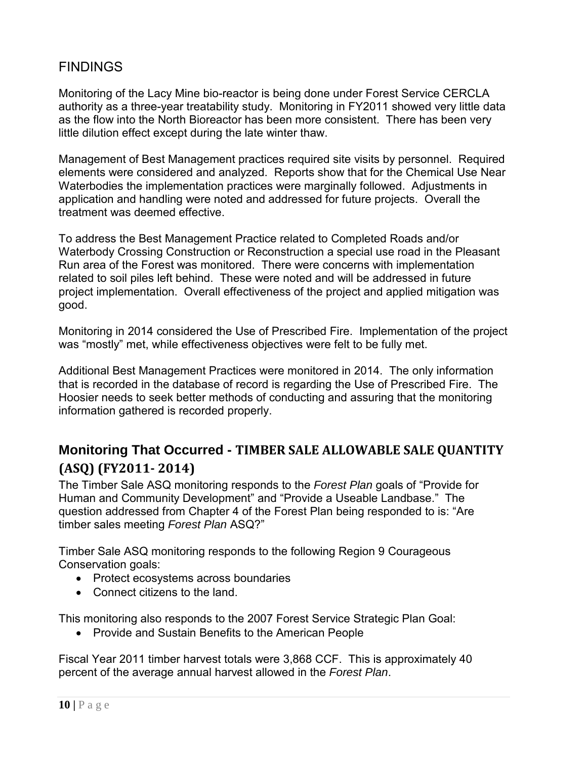## FINDINGS

Monitoring of the Lacy Mine bio-reactor is being done under Forest Service CERCLA authority as a three-year treatability study. Monitoring in FY2011 showed very little data as the flow into the North Bioreactor has been more consistent. There has been very little dilution effect except during the late winter thaw.

Management of Best Management practices required site visits by personnel. Required elements were considered and analyzed. Reports show that for the Chemical Use Near Waterbodies the implementation practices were marginally followed. Adjustments in application and handling were noted and addressed for future projects. Overall the treatment was deemed effective.

To address the Best Management Practice related to Completed Roads and/or Waterbody Crossing Construction or Reconstruction a special use road in the Pleasant Run area of the Forest was monitored. There were concerns with implementation related to soil piles left behind. These were noted and will be addressed in future project implementation. Overall effectiveness of the project and applied mitigation was good.

Monitoring in 2014 considered the Use of Prescribed Fire. Implementation of the project was "mostly" met, while effectiveness objectives were felt to be fully met.

Additional Best Management Practices were monitored in 2014. The only information that is recorded in the database of record is regarding the Use of Prescribed Fire. The Hoosier needs to seek better methods of conducting and assuring that the monitoring information gathered is recorded properly.

## Monitoring That Occurred - TIMBER SALE ALLOWABLE SALE QUANTITY (ASQ) (FY2011- 2014)

The Timber Sale ASQ monitoring responds to the *Forest Plan* goals of "Provide for Human and Community Development" and "Provide a Useable Landbase." The question addressed from Chapter 4 of the Forest Plan being responded to is: "Are timber sales meeting *Forest Plan* ASQ?"

Timber Sale ASQ monitoring responds to the following Region 9 Courageous Conservation goals:

- Protect ecosystems across boundaries
- Connect citizens to the land.

This monitoring also responds to the 2007 Forest Service Strategic Plan Goal:

- Provide and Sustain Benefits to the American People

Fiscal Year 2011 timber harvest totals were 3,868 CCF. This is approximately 40 percent of the average annual harvest allowed in the *Forest Plan*.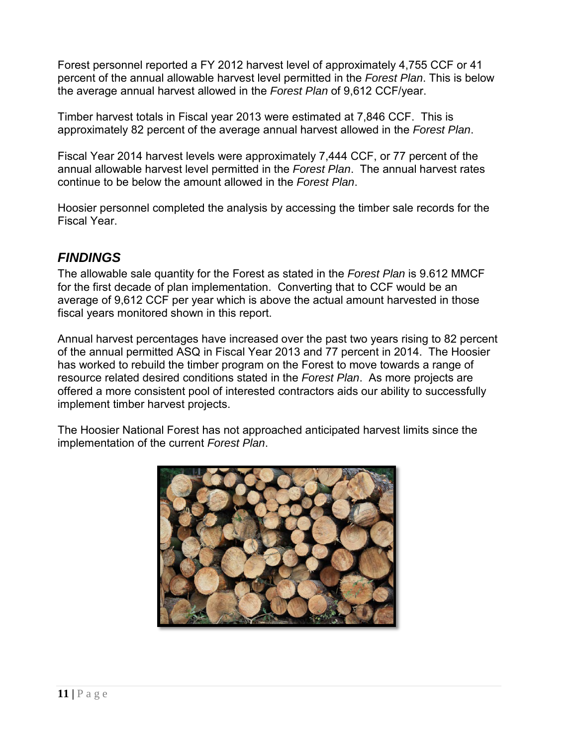Forest personnel reported a FY 2012 harvest level of approximately 4,755 CCF or 41 percent of the annual allowable harvest level permitted in the *Forest Plan*. This is below the average annual harvest allowed in the *Forest Plan* of 9,612 CCF/year.

Timber harvest totals in Fiscal year 2013 were estimated at 7,846 CCF. This is approximately 82 percent of the average annual harvest allowed in the *Forest Plan*.

Fiscal Year 2014 harvest levels were approximately 7,444 CCF, or 77 percent of the annual allowable harvest level permitted in the *Forest Plan*. The annual harvest rates continue to be below the amount allowed in the *Forest Plan*.

Hoosier personnel completed the analysis by accessing the timber sale records for the Fiscal Year.

## *FINDINGS*

The allowable sale quantity for the Forest as stated in the *Forest Plan* is 9.612 MMCF for the first decade of plan implementation. Converting that to CCF would be an average of 9,612 CCF per year which is above the actual amount harvested in those fiscal years monitored shown in this report.

Annual harvest percentages have increased over the past two years rising to 82 percent of the annual permitted ASQ in Fiscal Year 2013 and 77 percent in 2014. The Hoosier has worked to rebuild the timber program on the Forest to move towards a range of resource related desired conditions stated in the *Forest Plan*. As more projects are offered a more consistent pool of interested contractors aids our ability to successfully implement timber harvest projects.

The Hoosier National Forest has not approached anticipated harvest limits since the implementation of the current *Forest Plan*.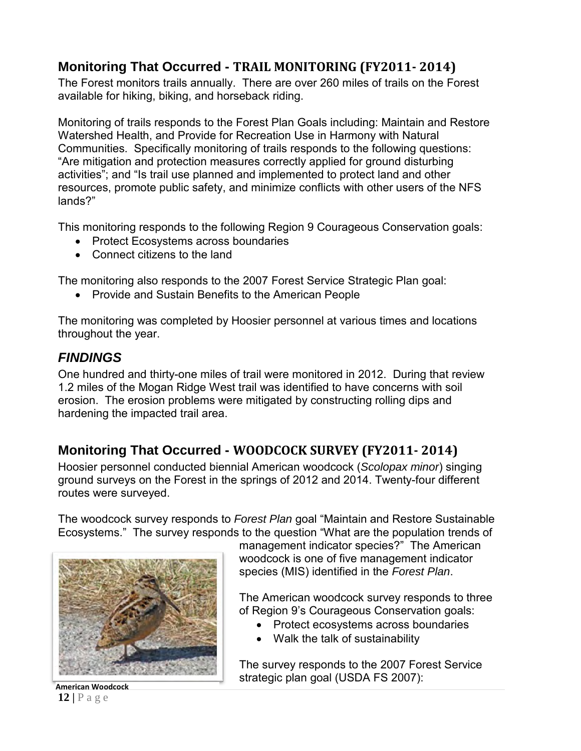## Monitoring That Occurred - TRAIL MONITORING (FY2011- 2014)

The Forest monitors trails annually. There are over 260 miles of trails on the Forest available for hiking, biking, and horseback riding.

Monitoring of trails responds to the Forest Plan Goals including: Maintain and Restore Watershed Health, and Provide for Recreation Use in Harmony with Natural Communities. Specifically monitoring of trails responds to the following questions: "Are mitigation and protection measures correctly applied for ground disturbing activities"; and "Is trail use planned and implemented to protect land and other resources, promote public safety, and minimize conflicts with other users of the NFS lands?"

This monitoring responds to the following Region 9 Courageous Conservation goals:

- Protect Ecosystems across boundaries
- Connect citizens to the land

The monitoring also responds to the 2007 Forest Service Strategic Plan goal:

- Provide and Sustain Benefits to the American People

The monitoring was completed by Hoosier personnel at various times and locations throughout the year.

### *FINDINGS*

One hundred and thirty-one miles of trail were monitored in 2012. During that review 1.2 miles of the Mogan Ridge West trail was identified to have concerns with soil erosion. The erosion problems were mitigated by constructing rolling dips and hardening the impacted trail area.

## Monitoring That Occurred - WOODCOCK SURVEY (FY2011- 2014)

Hoosier personnel conducted biennial American woodcock (*Scolopax minor*) singing ground surveys on the Forest in the springs of 2012 and 2014. Twenty-four different routes were surveyed.

The woodcock survey responds to *Forest Plan* goal "Maintain and Restore Sustainable Ecosystems." The survey responds to the question "What are the population trends of management indicator species?" The American woodcock is one of five management indicator species (MIS) identified in the *Forest Plan*.

**American Woodcock**

The American woodcock survey responds to three of Region 9's Courageous Conservation goals:

- Protect ecosystems across boundaries
- Walk the talk of sustainability

The survey responds to the 2007 Forest Service strategic plan goal (USDA FS 2007):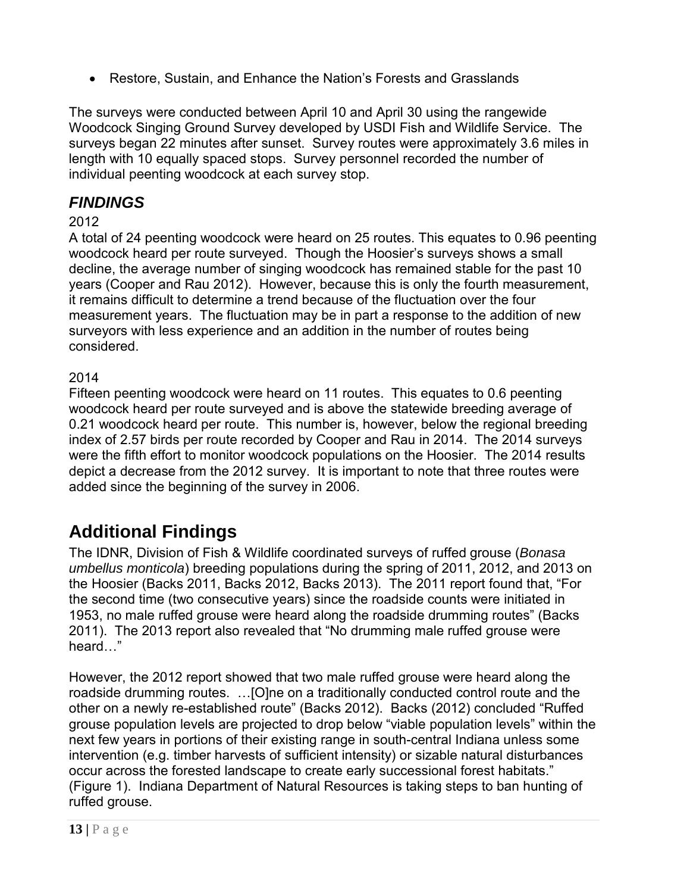- Restore, Sustain, and Enhance the Nation's Forests and Grasslands

The surveys were conducted between April 10 and April 30 using the rangewide Woodcock Singing Ground Survey developed by USDI Fish and Wildlife Service. The surveys began 22 minutes after sunset. Survey routes were approximately 3.6 miles in length with 10 equally spaced stops. Survey personnel recorded the number of individual peenting woodcock at each survey stop.

### *FINDINGS*

2012

A total of 24 peenting woodcock were heard on 25 routes. This equates to 0.96 peenting woodcock heard per route surveyed. Though the Hoosier's surveys shows a small decline, the average number of singing woodcock has remained stable for the past 10 years (Cooper and Rau 2012). However, because this is only the fourth measurement, it remains difficult to determine a trend because of the fluctuation over the four measurement years. The fluctuation may be in part a response to the addition of new surveyors with less experience and an addition in the number of routes being considered.

2014

Fifteen peenting woodcock were heard on 11 routes. This equates to 0.6 peenting woodcock heard per route surveyed and is above the statewide breeding average of 0.21 woodcock heard per route. This number is, however, below the regional breeding index of 2.57 birds per route recorded by Cooper and Rau in 2014. The 2014 surveys were the fifth effort to monitor woodcock populations on the Hoosier. The 2014 results depict a decrease from the 2012 survey. It is important to note that three routes were added since the beginning of the survey in 2006.

## Additional Findings

The IDNR, Division of Fish & Wildlife coordinated surveys of ruffed grouse (*Bonasa umbellus monticola*) breeding populations during the spring of 2011, 2012, and 2013 on the Hoosier (Backs 2011, Backs 2012, Backs 2013). The 2011 report found that, "For the second time (two consecutive years) since the roadside counts were initiated in 1953, no male ruffed grouse were heard along the roadside drumming routes" (Backs 2011). The 2013 report also revealed that "No drumming male ruffed grouse were heard…"

However, the 2012 report showed that two male ruffed grouse were heard along the roadside drumming routes. …[O]ne on a traditionally conducted control route and the other on a newly re-established route" (Backs 2012). Backs (2012) concluded "Ruffed grouse population levels are projected to drop below "viable population levels" within the next few years in portions of their existing range in south-central Indiana unless some intervention (e.g. timber harvests of sufficient intensity) or sizable natural disturbances occur across the forested landscape to create early successional forest habitats." (Figure 1). Indiana Department of Natural Resources is taking steps to ban hunting of ruffed grouse.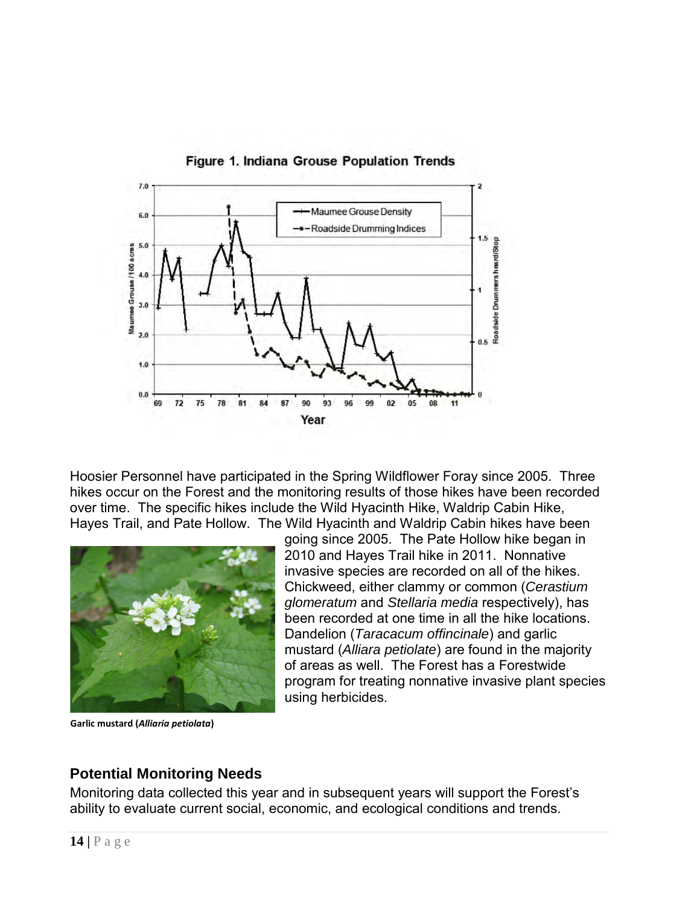Figure 1. Indiana Grouse Population Trends

Hoosier Personnel have participated in the Spring Wildflower Foray since 2005. Three hikes occur on the Forest and the monitoring results of those hikes have been recorded over time. The specific hikes include the Wild Hyacinth Hike, Waldrip Cabin Hike, Hayes Trail, and Pate Hollow. The Wild Hyacinth and Waldrip Cabin hikes have been going since 2005. The Pate Hollow hike began in 2010 and Hayes Trail hike in 2011. Nonnative invasive species are recorded on all of the hikes. Chickweed, either clammy or common (*Cerastium glomeratum* and *Stellaria media* respectively), has been recorded at one time in all the hike locations. Dandelion (*Taracacum offincinale*) and garlic mustard (*Alliara petiolate*) are found in the majority of areas as well. The Forest has a Forestwide program for treating nonnative invasive plant species using herbicides.

**Garlic mustard (*Alliaria petiolata*)**

## Potential Monitoring Needs

Monitoring data collected this year and in subsequent years will support the Forest's ability to evaluate current social, economic, and ecological conditions and trends.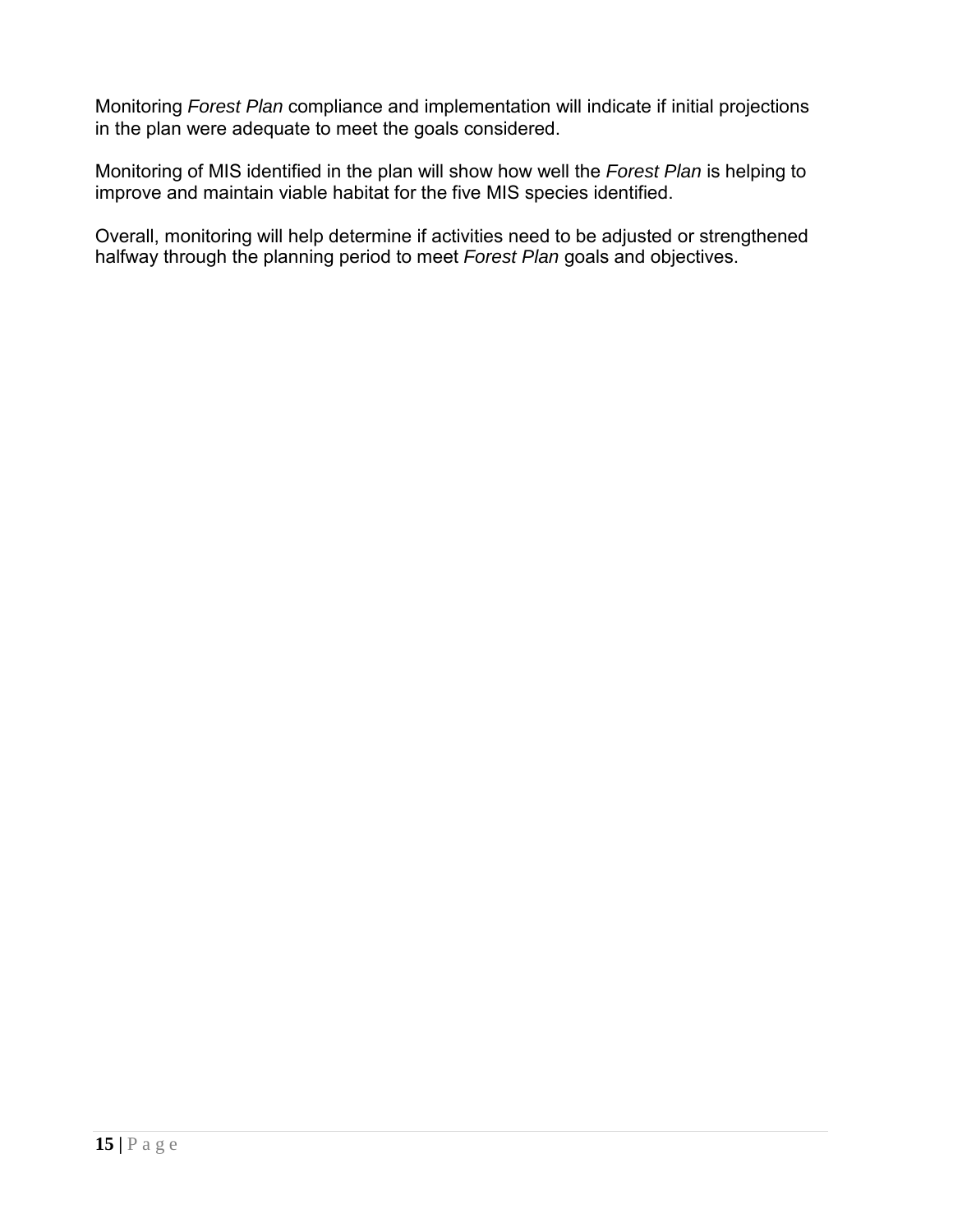Monitoring *Forest Plan* compliance and implementation will indicate if initial projections in the plan were adequate to meet the goals considered.

Monitoring of MIS identified in the plan will show how well the *Forest Plan* is helping to improve and maintain viable habitat for the five MIS species identified.

Overall, monitoring will help determine if activities need to be adjusted or strengthened halfway through the planning period to meet *Forest Plan* goals and objectives.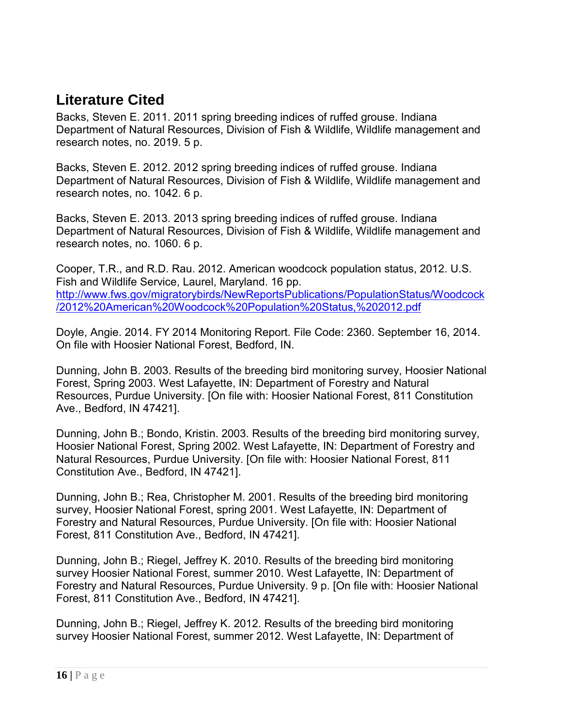## Literature Cited

Backs, Steven E. 2011. 2011 spring breeding indices of ruffed grouse. Indiana Department of Natural Resources, Division of Fish & Wildlife, Wildlife management and research notes, no. 2019. 5 p.

Backs, Steven E. 2012. 2012 spring breeding indices of ruffed grouse. Indiana Department of Natural Resources, Division of Fish & Wildlife, Wildlife management and research notes, no. 1042. 6 p.

Backs, Steven E. 2013. 2013 spring breeding indices of ruffed grouse. Indiana Department of Natural Resources, Division of Fish & Wildlife, Wildlife management and research notes, no. 1060. 6 p.

Cooper, T.R., and R.D. Rau. 2012. American woodcock population status, 2012. U.S. Fish and Wildlife Service, Laurel, Maryland. 16 pp. http://www.fws.gov/migratorybirds/NewReportsPublications/PopulationStatus/Woodcock/2012%20American%20Woodcock%20Population%20Status,%202012.pdf

Doyle, Angie. 2014. FY 2014 Monitoring Report. File Code: 2360. September 16, 2014. On file with Hoosier National Forest, Bedford, IN.

Dunning, John B. 2003. Results of the breeding bird monitoring survey, Hoosier National Forest, Spring 2003. West Lafayette, IN: Department of Forestry and Natural Resources, Purdue University. [On file with: Hoosier National Forest, 811 Constitution Ave., Bedford, IN 47421].

Dunning, John B.; Bondo, Kristin. 2003. Results of the breeding bird monitoring survey, Hoosier National Forest, Spring 2002. West Lafayette, IN: Department of Forestry and Natural Resources, Purdue University. [On file with: Hoosier National Forest, 811 Constitution Ave., Bedford, IN 47421].

Dunning, John B.; Rea, Christopher M. 2001. Results of the breeding bird monitoring survey, Hoosier National Forest, spring 2001. West Lafayette, IN: Department of Forestry and Natural Resources, Purdue University. [On file with: Hoosier National Forest, 811 Constitution Ave., Bedford, IN 47421].

Dunning, John B.; Riegel, Jeffrey K. 2010. Results of the breeding bird monitoring survey Hoosier National Forest, summer 2010. West Lafayette, IN: Department of Forestry and Natural Resources, Purdue University. 9 p. [On file with: Hoosier National Forest, 811 Constitution Ave., Bedford, IN 47421].

Dunning, John B.; Riegel, Jeffrey K. 2012. Results of the breeding bird monitoring survey Hoosier National Forest, summer 2012. West Lafayette, IN: Department of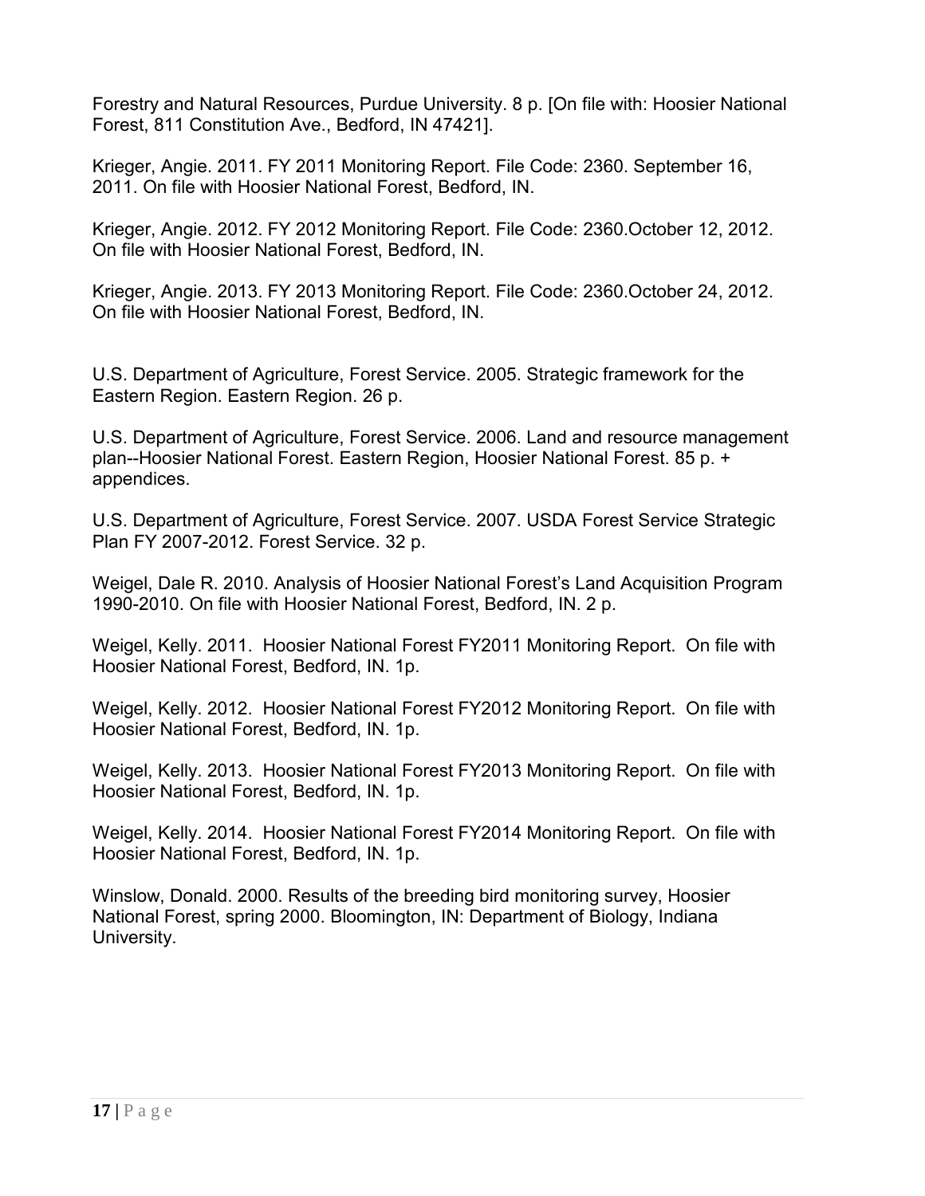Forestry and Natural Resources, Purdue University. 8 p. [On file with: Hoosier National Forest, 811 Constitution Ave., Bedford, IN 47421].

Krieger, Angie. 2011. FY 2011 Monitoring Report. File Code: 2360. September 16, 2011. On file with Hoosier National Forest, Bedford, IN.

Krieger, Angie. 2012. FY 2012 Monitoring Report. File Code: 2360.October 12, 2012. On file with Hoosier National Forest, Bedford, IN.

Krieger, Angie. 2013. FY 2013 Monitoring Report. File Code: 2360.October 24, 2012. On file with Hoosier National Forest, Bedford, IN.

U.S. Department of Agriculture, Forest Service. 2005. Strategic framework for the Eastern Region. Eastern Region. 26 p.

U.S. Department of Agriculture, Forest Service. 2006. Land and resource management plan--Hoosier National Forest. Eastern Region, Hoosier National Forest. 85 p. + appendices.

U.S. Department of Agriculture, Forest Service. 2007. USDA Forest Service Strategic Plan FY 2007-2012. Forest Service. 32 p.

Weigel, Dale R. 2010. Analysis of Hoosier National Forest's Land Acquisition Program 1990-2010. On file with Hoosier National Forest, Bedford, IN. 2 p.

Weigel, Kelly. 2011. Hoosier National Forest FY2011 Monitoring Report. On file with Hoosier National Forest, Bedford, IN. 1p.

Weigel, Kelly. 2012. Hoosier National Forest FY2012 Monitoring Report. On file with Hoosier National Forest, Bedford, IN. 1p.

Weigel, Kelly. 2013. Hoosier National Forest FY2013 Monitoring Report. On file with Hoosier National Forest, Bedford, IN. 1p.

Weigel, Kelly. 2014. Hoosier National Forest FY2014 Monitoring Report. On file with Hoosier National Forest, Bedford, IN. 1p.

Winslow, Donald. 2000. Results of the breeding bird monitoring survey, Hoosier National Forest, spring 2000. Bloomington, IN: Department of Biology, Indiana University.